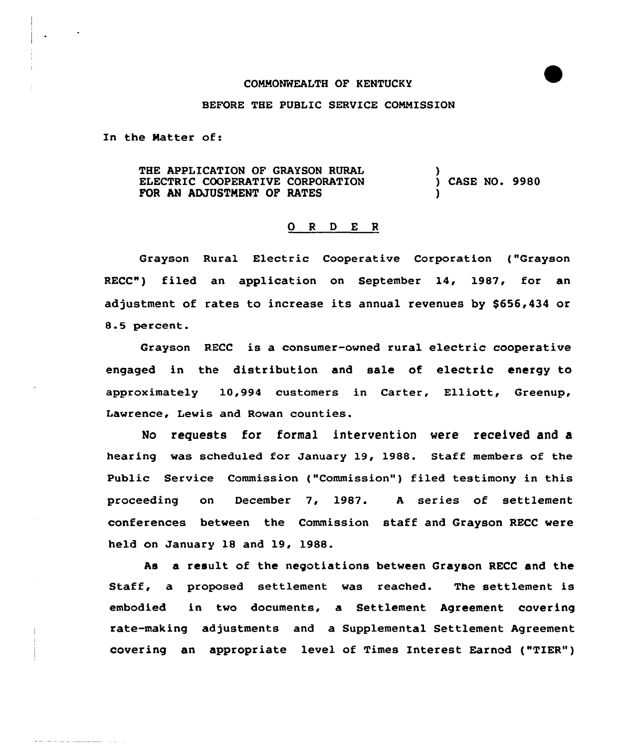COMMONWEALTH OF KENTUCKY

BEFORE THE PUBLIC SERVICE COMMISSION

In the Matter of:

| | | |
|---|---|---|
| THE APPLICATION OF GRAYSON RURAL ELECTRIC COOPERATIVE CORPORATION FOR AN ADJUSTMENT OF RATES | ) ) ) | CASE NO. 9980 |

## O R D E R

Grayson Rural Electric Cooperative Corporation ("Grayson RECC") filed an application on September 14, 1987, for an adjustment of rates to increase its annual revenues by $656,434 or 8.5 percent.

Grayson RECC is a consumer-owned rural electric cooperative engaged in the distribution and sale of electric energy to approximately 10,994 customers in Carter, Elliott, Greenup, Lawrence, Lewis and Rowan counties.

No requests for formal intervention were received and a hearing was scheduled for January 19, 1988. Staff members of the Public Service Commission ("Commission") filed testimony in this proceeding on December 7, 1987. A series of settlement conferences between the Commission staff and Grayson RECC were held on January 18 and 19, 1988.

As a result of the negotiations between Grayson RECC and the Staff, a proposed settlement was reached. The settlement is embodied in two documents, a Settlement Agreement covering rate-making adjustments and a Supplemental Settlement Agreement covering an appropriate level of Times Interest Earned ("TIER")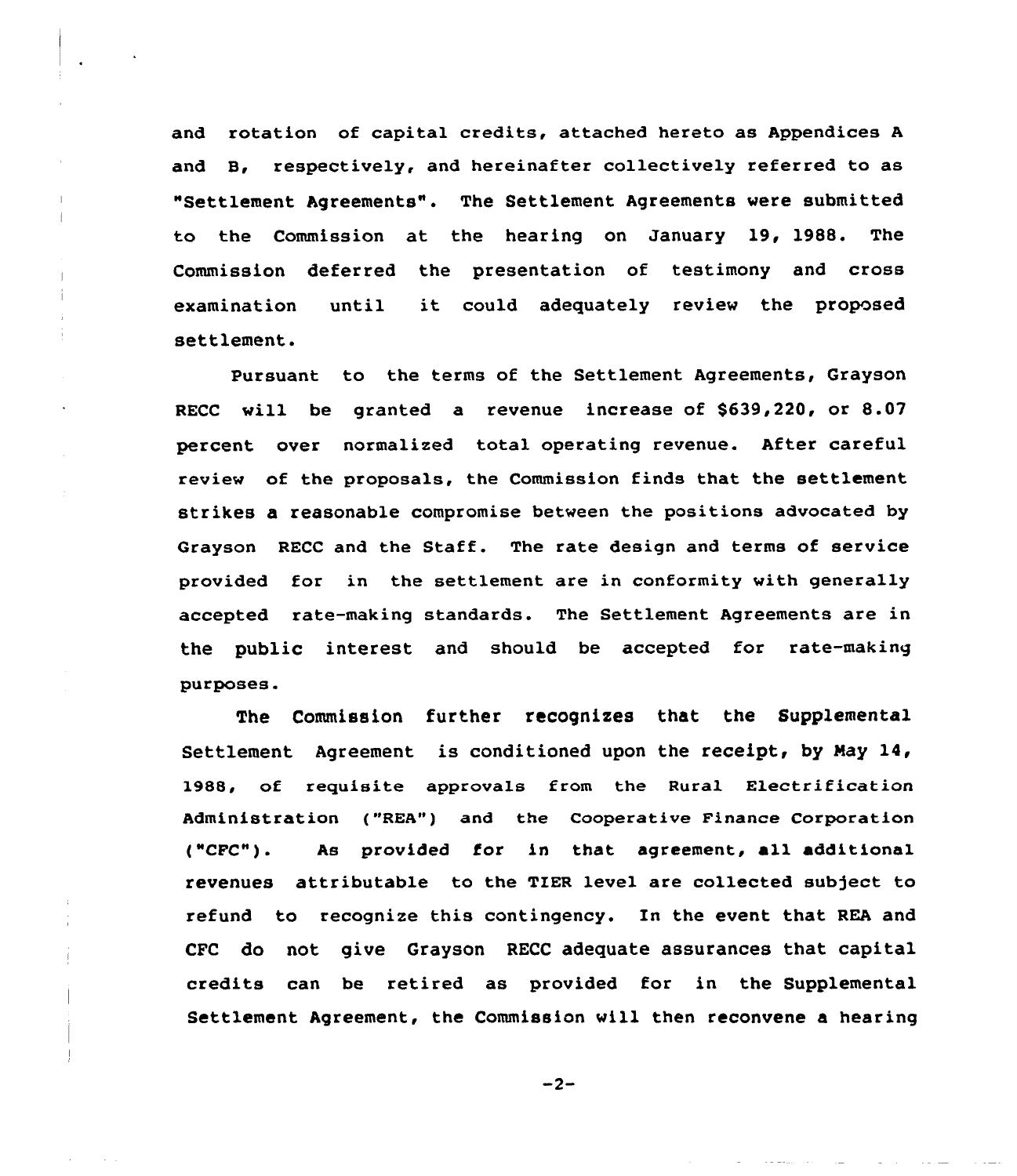and rotation of capital credits, attached hereto as Appendices A and B, respectively, and hereinafter collectively referred to as "Settlement Agreements". The Settlement Agreements were submitted to the Commission at the hearing on January 19, 1988. The Commission deferred the presentation of testimony and cross examination until it could adequately review the proposed settlement.

Pursuant to the terms of the Settlement Agreements, Grayson RECC will be granted a revenue increase of $639,220, or 8.07 percent over normalized total operating revenue. After careful review of the proposals, the Commission finds that the settlement strikes a reasonable compromise between the positions advocated by Grayson RECC and the Staff. The rate design and terms of service provided for in the settlement are in conformity with generally accepted rate-making standards. The Settlement Agreements are in the public interest and should be accepted for rate-making purposes.

The Commission further recognizes that the Supplemental Settlement Agreement is conditioned upon the receipt, by May 14, 1988, of requisite approvals from the Rural Electrification Administration ("REA") and the Cooperative Finance Corporation ("CFC"). As provided for in that agreement, all additional revenues attributable to the TIER level are collected subject to refund to recognize this contingency. In the event that REA and CFC do not give Grayson RECC adequate assurances that capital credits can be retired as provided for in the Supplemental Settlement Agreement, the Commission will then reconvene a hearing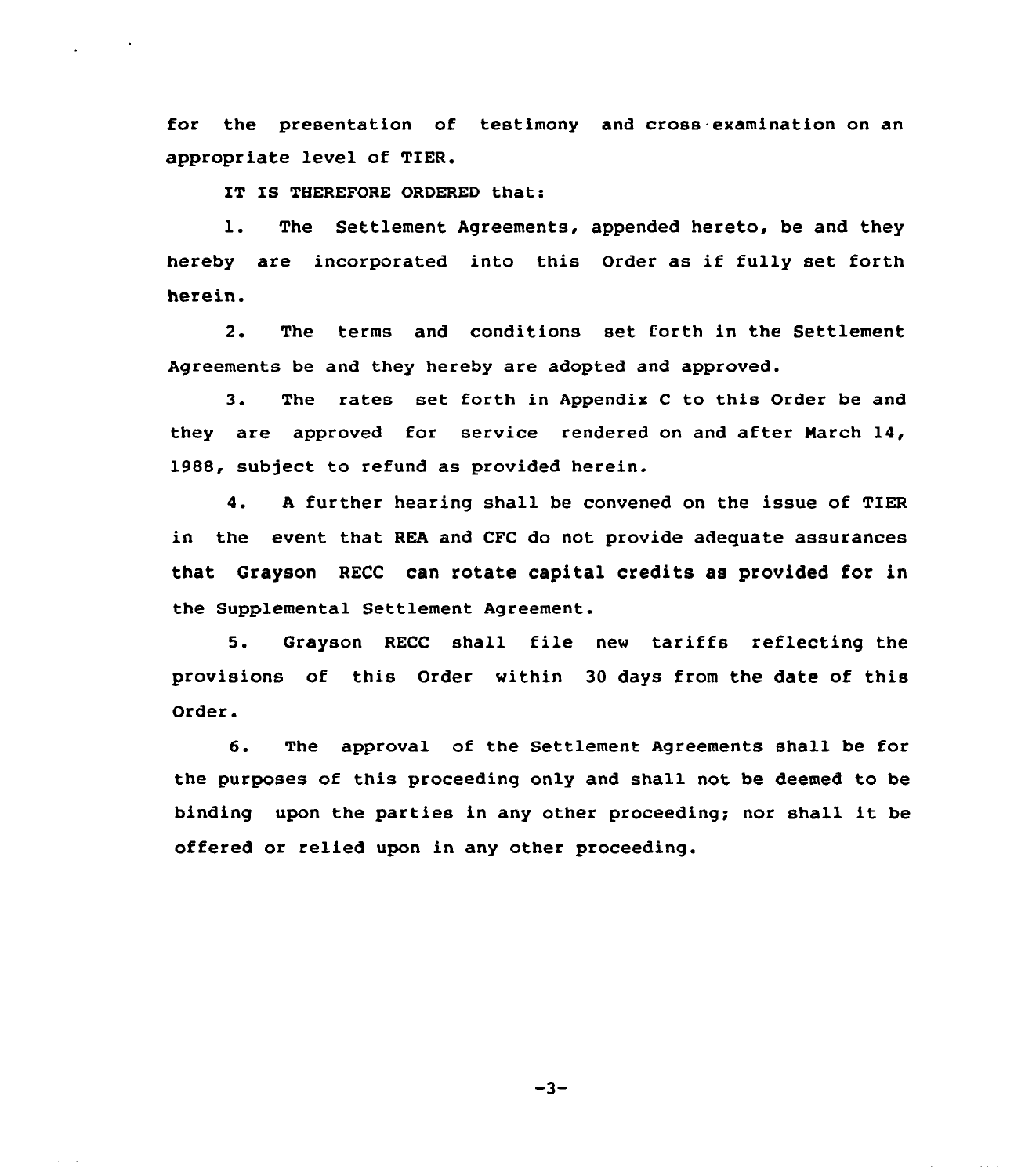for the presentation of testimony and cross-examination on an appropriate level of TIER.

IT IS THEREFORE ORDERED that:

1. The Settlement Agreements, appended hereto, be and they hereby are incorporated into this Order as if fully set forth herein.

2. The terms and conditions set forth in the Settlement Agreements be and they hereby are adopted and approved.

3. The rates set forth in Appendix C to this Order be and they are approved for service rendered on and after March 14, 1988, subject to refund as provided herein.

4. A further hearing shall be convened on the issue of TIER in the event that REA and CFC do not provide adequate assurances that Grayson RECC can rotate capital credits as provided for in the Supplemental Settlement Agreement.

5. Grayson RECC shall file new tariffs reflecting the provisions of this Order within 30 days from the date of this Order.

6. The approval of the Settlement Agreements shall be for the purposes of this proceeding only and shall not be deemed to be binding upon the parties in any other proceeding; nor shall it be offered or relied upon in any other proceeding.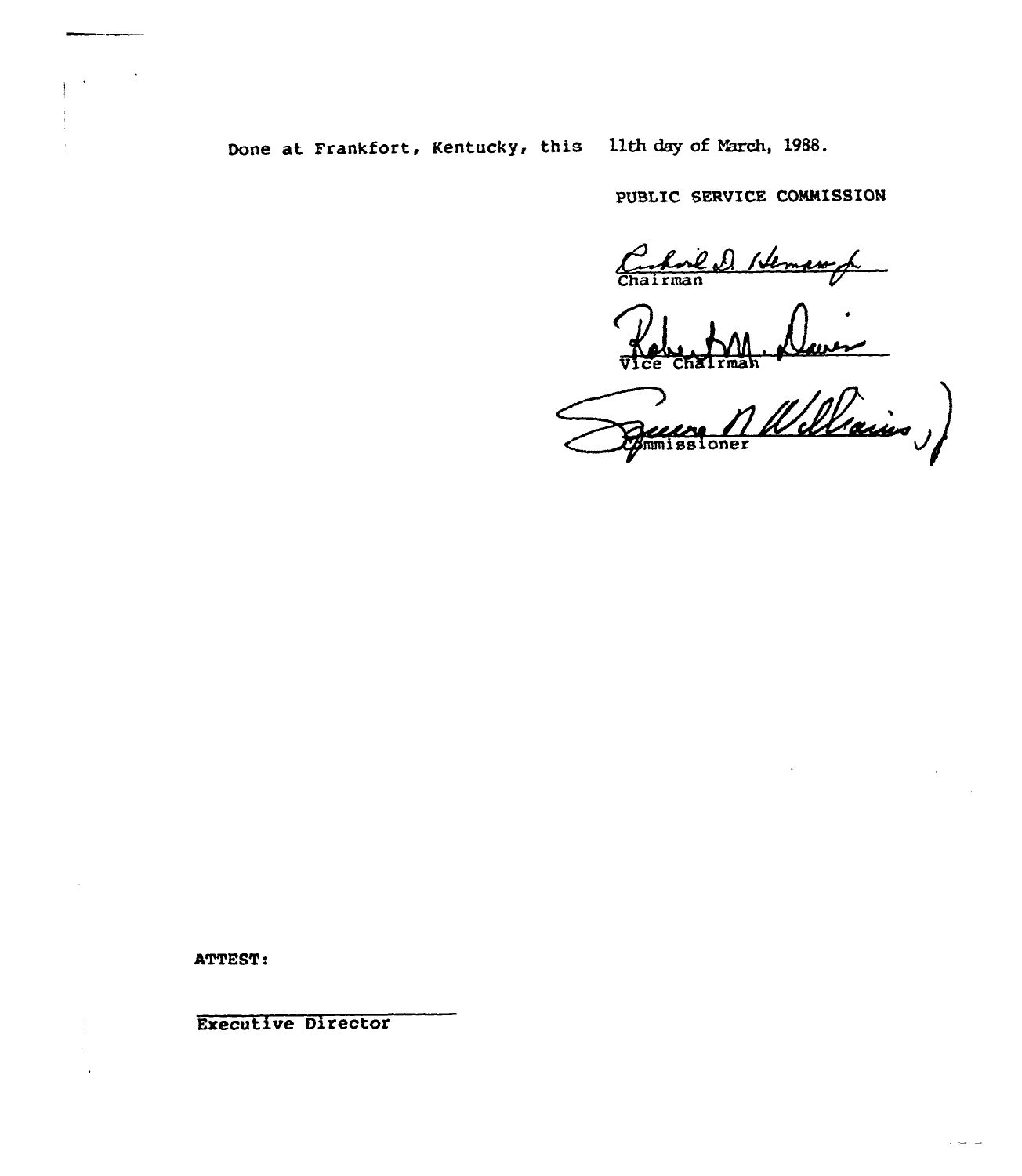Done at Frankfort, Kentucky, this 11th day of March, 1988.

PUBLIC SERVICE COMMISSION

Chairman

Vice Chairman

Commissioner

ATTEST:

Executive Director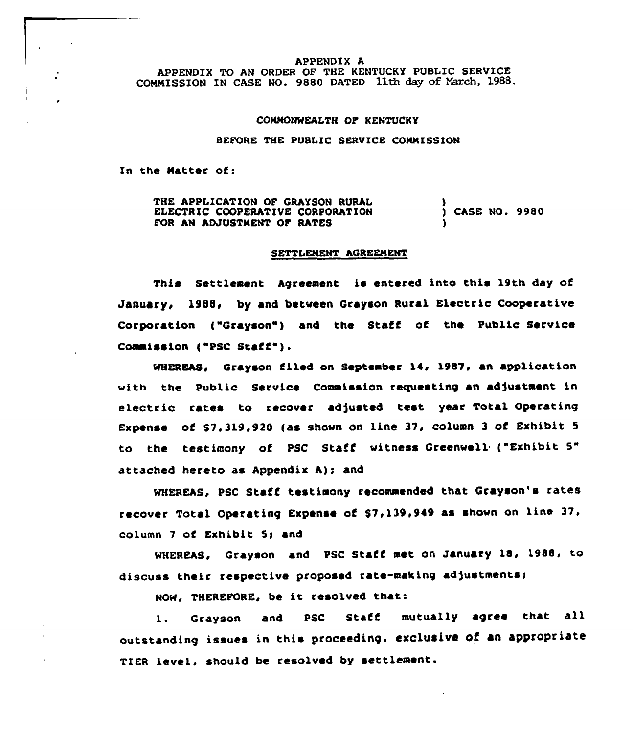APPENDIX A
APPENDIX TO AN ORDER OF THE KENTUCKY PUBLIC SERVICE COMMISSION IN CASE NO. 9880 DATED 11th day of March, 1988.

COMMONWEALTH OF KENTUCKY

BEFORE THE PUBLIC SERVICE COMMISSION

In the Matter of:

THE APPLICATION OF GRAYSON RURAL ELECTRIC COOPERATIVE CORPORATION FOR AN ADJUSTMENT OF RATES ) CASE NO. 9980

## SETTLEMENT AGREEMENT

This Settlement Agreement is entered into this 19th day of January, 1988, by and between Grayson Rural Electric Cooperative Corporation ("Grayson") and the Staff of the Public Service Commission ("PSC Staff").

WHEREAS, Grayson filed on September 14, 1987, an application with the Public Service Commission requesting an adjustment in electric rates to recover adjusted test year Total Operating Expense of $7,319,920 (as shown on line 37, column 3 of Exhibit 5 to the testimony of PSC Staff witness Greenwell ("Exhibit 5" attached hereto as Appendix A); and

WHEREAS, PSC Staff testimony recommended that Grayson's rates recover Total Operating Expense of $7,139,949 as shown on line 37, column 7 of Exhibit 5; and

WHEREAS, Grayson and PSC Staff met on January 18, 1988, to discuss their respective proposed rate-making adjustments;

NOW, THEREFORE, be it resolved that:

1. Grayson and PSC Staff mutually agree that all outstanding issues in this proceeding, exclusive of an appropriate TIER level, should be resolved by settlement.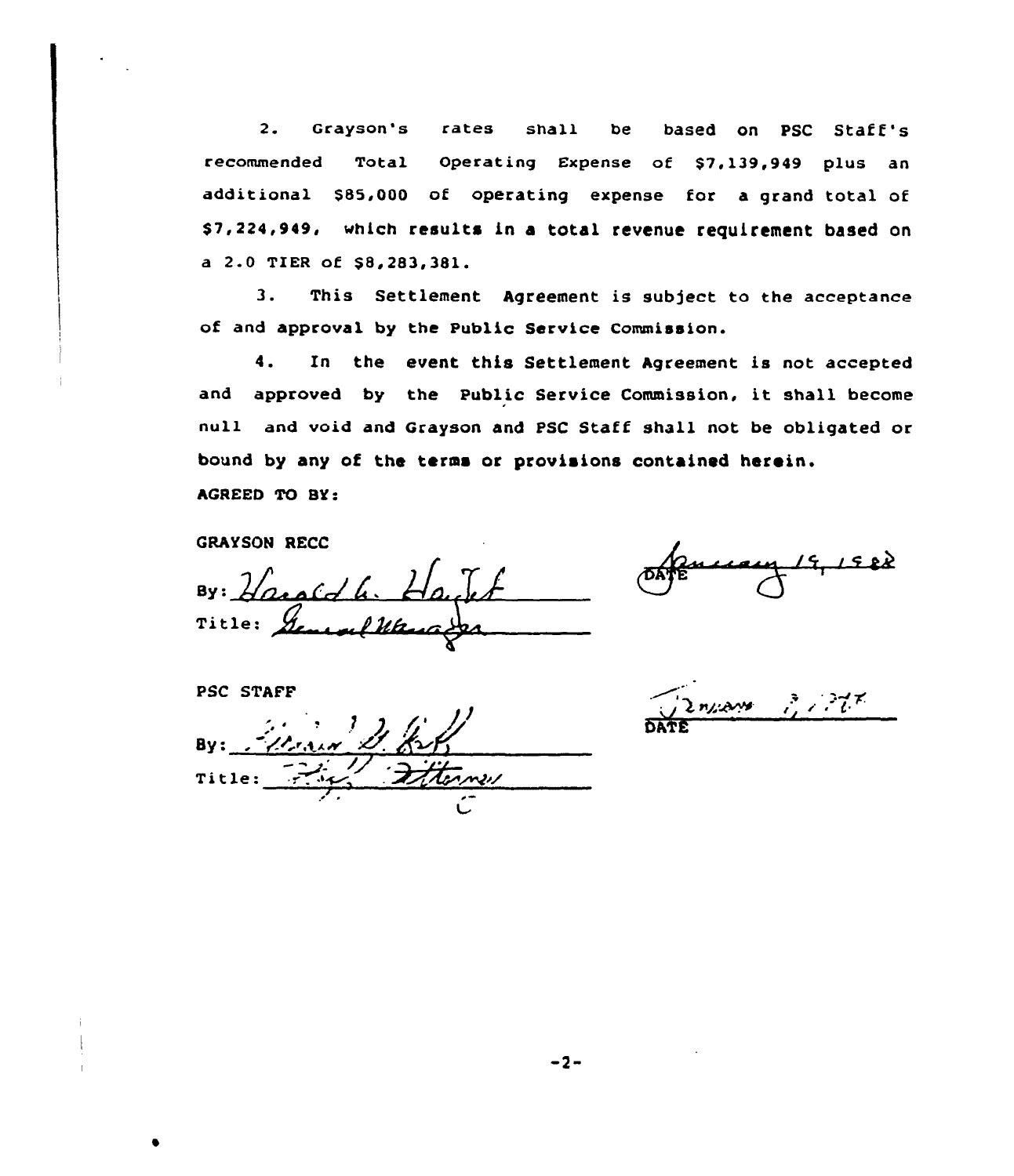2. Grayson's rates shall be based on PSC Staff's recommended Total Operating Expense of $7,139,949 plus an additional $85,000 of operating expense for a grand total of $7,224,949, which results in a total revenue requirement based on a 2.0 TIER of $8,283,381.

3. This Settlement Agreement is subject to the acceptance of and approval by the Public Service Commission.

4. In the event this Settlement Agreement is not accepted and approved by the Public Service Commission, it shall become null and void and Grayson and PSC Staff shall not be obligated or bound by any of the terms or provisions contained herein.

AGREED TO BY:

GRAYSON RECC

By: Harold L. Haight

Title: General Manager

DATE: January 19, 1988

PSC STAFF

By: Glenn D. Kell

Title: Staff Attorney

DATE: January 8, 1988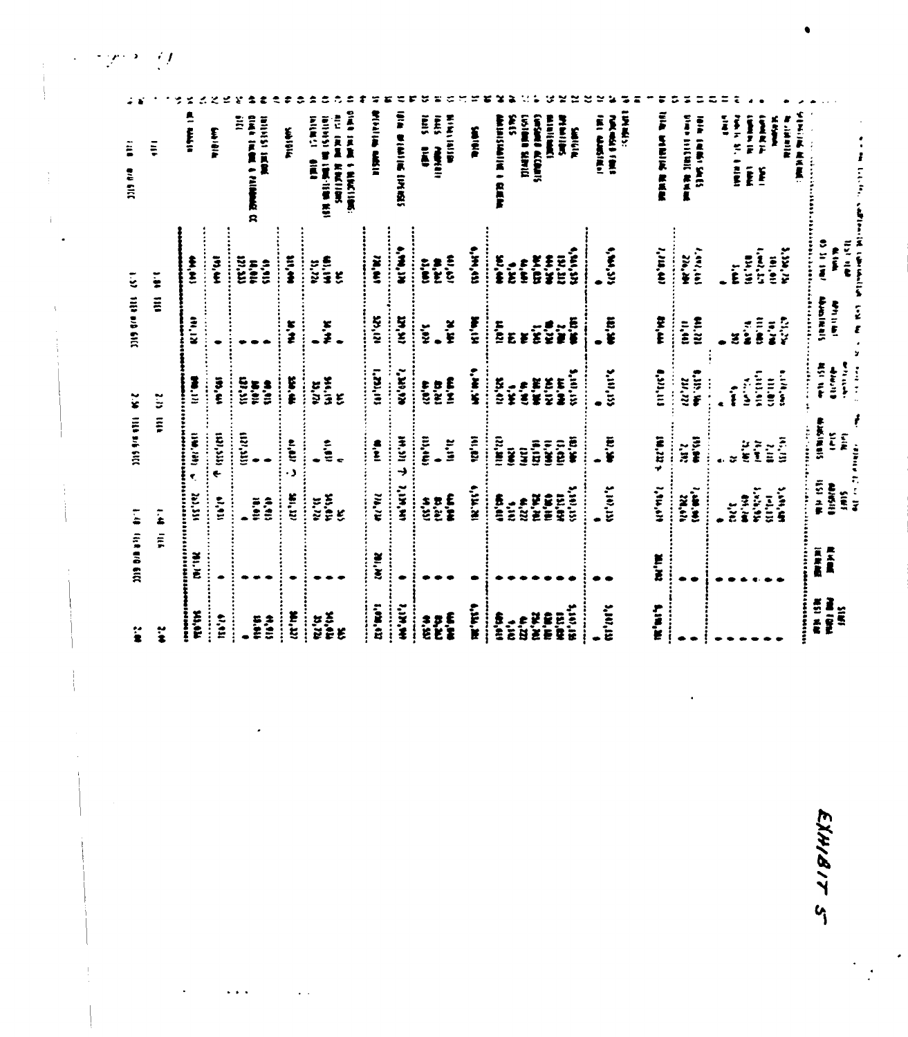EXHIBIT 5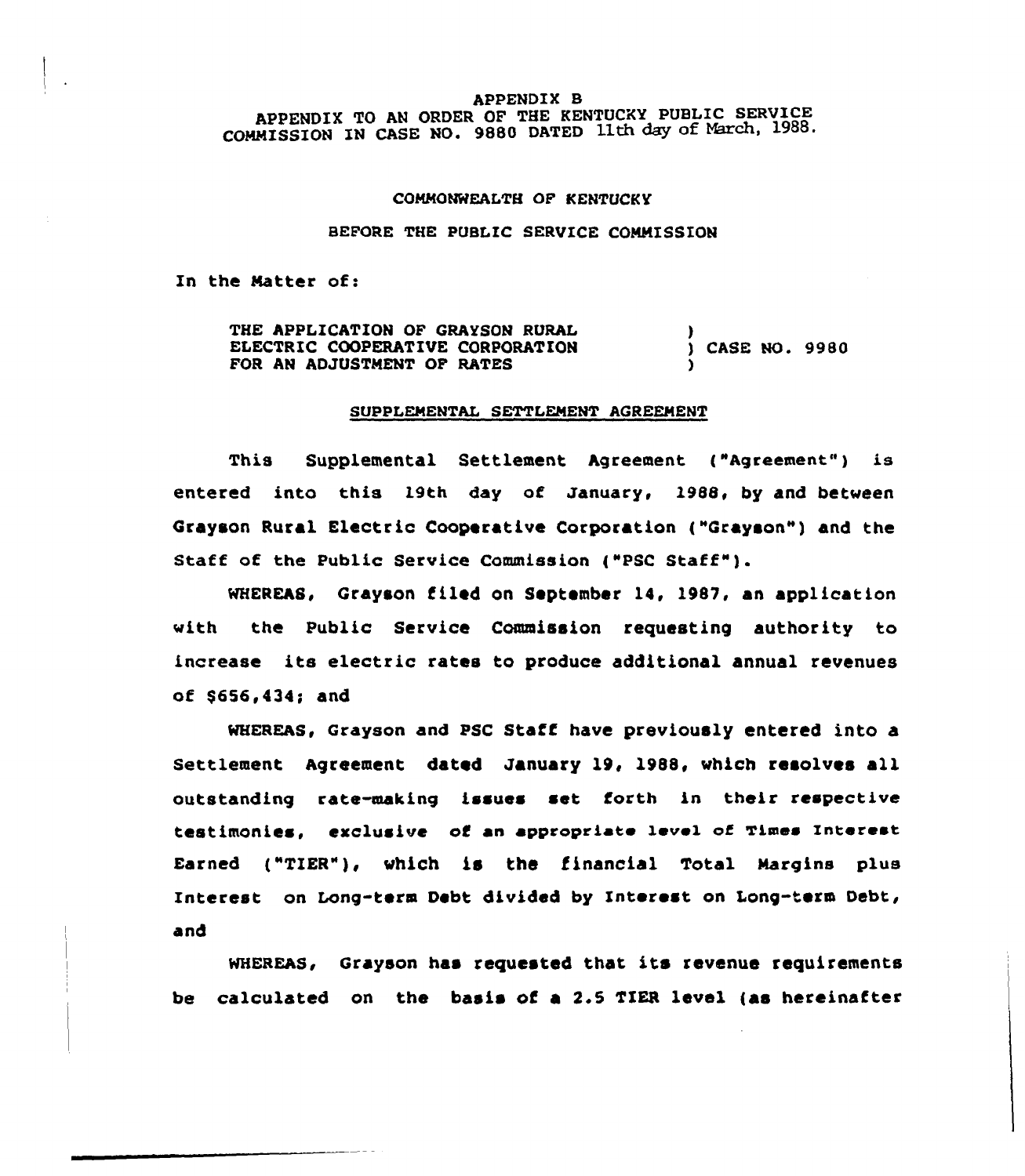APPENDIX B
APPENDIX TO AN ORDER OF THE KENTUCKY PUBLIC SERVICE COMMISSION IN CASE NO. 9880 DATED 11th day of March, 1988.

COMMONWEALTH OF KENTUCKY

BEFORE THE PUBLIC SERVICE COMMISSION

In the Matter of:

THE APPLICATION OF GRAYSON RURAL ELECTRIC COOPERATIVE CORPORATION FOR AN ADJUSTMENT OF RATES ) CASE NO. 9980

SUPPLEMENTAL SETTLEMENT AGREEMENT

This Supplemental Settlement Agreement ("Agreement") is entered into this 19th day of January, 1988, by and between Grayson Rural Electric Cooperative Corporation ("Grayson") and the Staff of the Public Service Commission ("PSC Staff").

WHEREAS, Grayson filed on September 14, 1987, an application with the Public Service Commission requesting authority to increase its electric rates to produce additional annual revenues of $656,434; and

WHEREAS, Grayson and PSC Staff have previously entered into a Settlement Agreement dated January 19, 1988, which resolves all outstanding rate-making issues set forth in their respective testimonies, exclusive of an appropriate level of Times Interest Earned ("TIER"), which is the financial Total Margins plus Interest on Long-term Debt divided by Interest on Long-term Debt, and

WHEREAS, Grayson has requested that its revenue requirements be calculated on the basis of a 2.5 TIER level (as hereinafter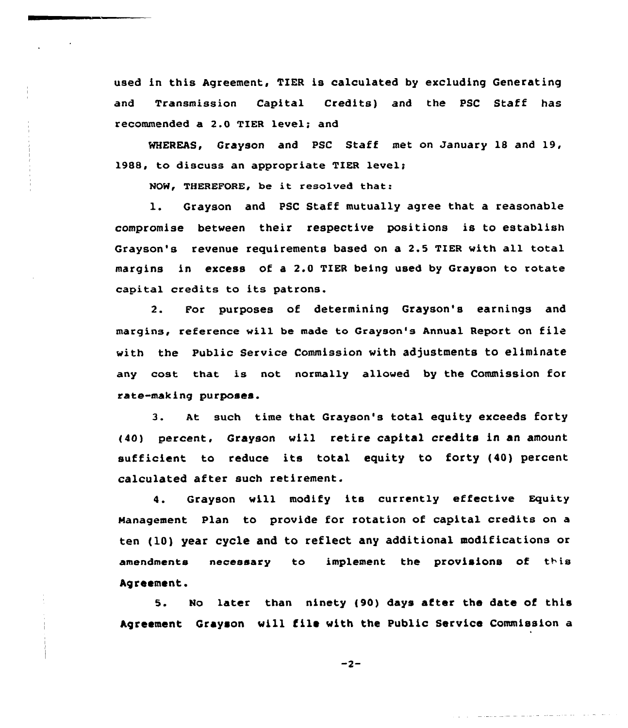used in this Agreement, TIER is calculated by excluding Generating and Transmission Capital Credits) and the PSC Staff has recommended a 2.0 TIER level; and

WHEREAS, Grayson and PSC Staff met on January 18 and 19, 1988, to discuss an appropriate TIER level;

NOW, THEREFORE, be it resolved that:

1. Grayson and PSC Staff mutually agree that a reasonable compromise between their respective positions is to establish Grayson's revenue requirements based on a 2.5 TIER with all total margins in excess of a 2.0 TIER being used by Grayson to rotate capital credits to its patrons.

2. For purposes of determining Grayson's earnings and margins, reference will be made to Grayson's Annual Report on file with the Public Service Commission with adjustments to eliminate any cost that is not normally allowed by the Commission for rate-making purposes.

3. At such time that Grayson's total equity exceeds forty (40) percent, Grayson will retire capital credits in an amount sufficient to reduce its total equity to forty (40) percent calculated after such retirement.

4. Grayson will modify its currently effective Equity Management Plan to provide for rotation of capital credits on a ten (10) year cycle and to reflect any additional modifications or amendments necessary to implement the provisions of this Agreement.

5. No later than ninety (90) days after the date of this Agreement Grayson will file with the Public Service Commission a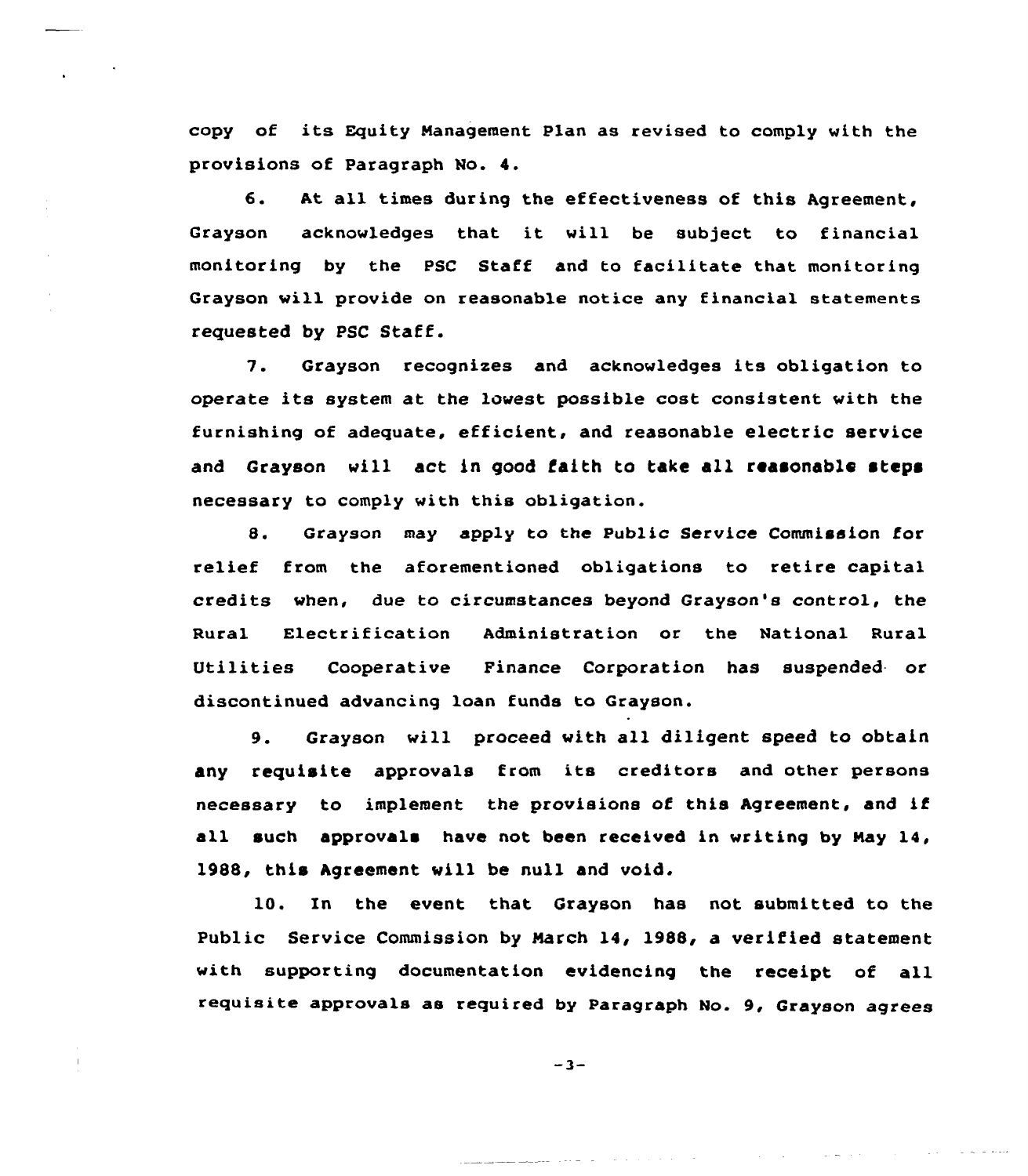copy of its Equity Management Plan as revised to comply with the provisions of Paragraph No. 4.

6. At all times during the effectiveness of this Agreement, Grayson acknowledges that it will be subject to financial monitoring by the PSC Staff and to facilitate that monitoring Grayson will provide on reasonable notice any financial statements requested by PSC Staff.

7. Grayson recognizes and acknowledges its obligation to operate its system at the lowest possible cost consistent with the furnishing of adequate, efficient, and reasonable electric service and Grayson will act in good faith to take all reasonable steps necessary to comply with this obligation.

8. Grayson may apply to the Public Service Commission for relief from the aforementioned obligations to retire capital credits when, due to circumstances beyond Grayson's control, the Rural Electrification Administration or the National Rural Utilities Cooperative Finance Corporation has suspended or discontinued advancing loan funds to Grayson.

9. Grayson will proceed with all diligent speed to obtain any requisite approvals from its creditors and other persons necessary to implement the provisions of this Agreement, and if all such approvals have not been received in writing by May 14, 1988, this Agreement will be null and void.

10. In the event that Grayson has not submitted to the Public Service Commission by March 14, 1988, a verified statement with supporting documentation evidencing the receipt of all requisite approvals as required by Paragraph No. 9, Grayson agrees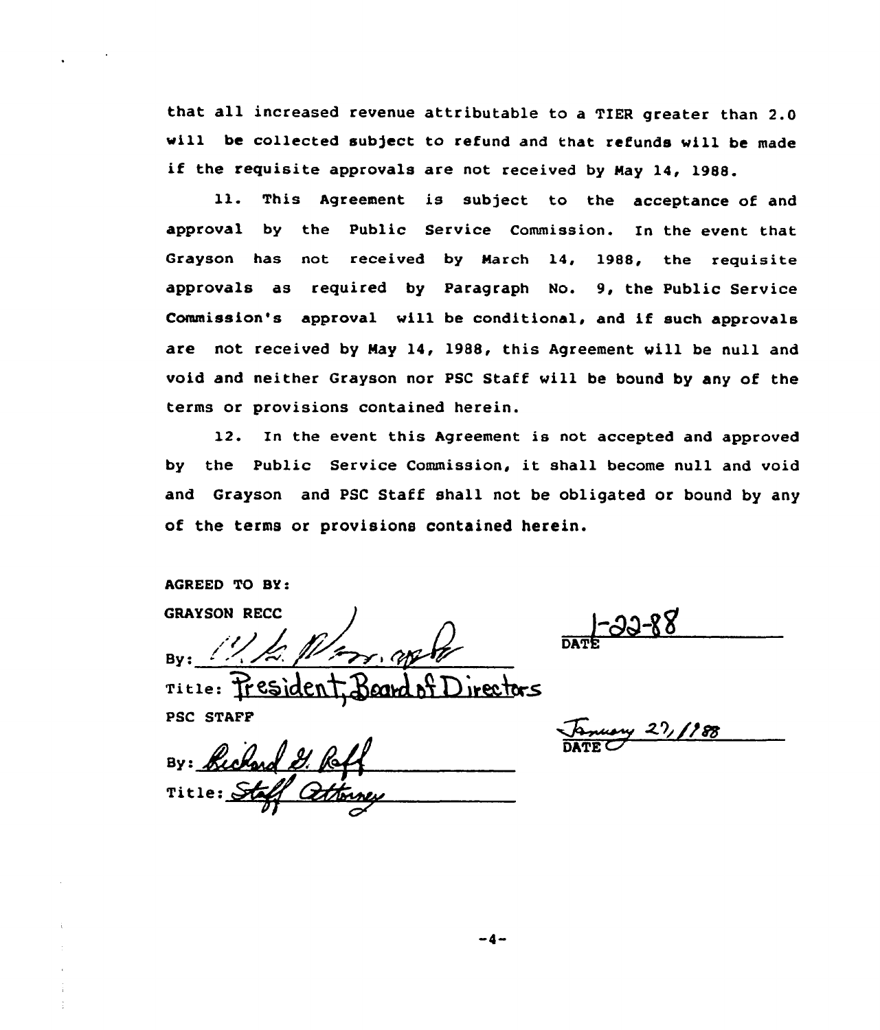that all increased revenue attributable to a TIER greater than 2.0 will be collected subject to refund and that refunds will be made if the requisite approvals are not received by May 14, 1988.

11. This Agreement is subject to the acceptance of and approval by the Public Service Commission. In the event that Grayson has not received by March 14, 1988, the requisite approvals as required by Paragraph No. 9, the Public Service Commission's approval will be conditional, and if such approvals are not received by May 14, 1988, this Agreement will be null and void and neither Grayson nor PSC Staff will be bound by any of the terms or provisions contained herein.

12. In the event this Agreement is not accepted and approved by the Public Service Commission, it shall become null and void and Grayson and PSC Staff shall not be obligated or bound by any of the terms or provisions contained herein.

AGREED TO BY:

GRAYSON RECC

By: ____________________ 1-22-88
DATE

Title: President, Board of Directors

PSC STAFF

By: Richard G. Raff January 27, 1988
DATE

Title: Staff Attorney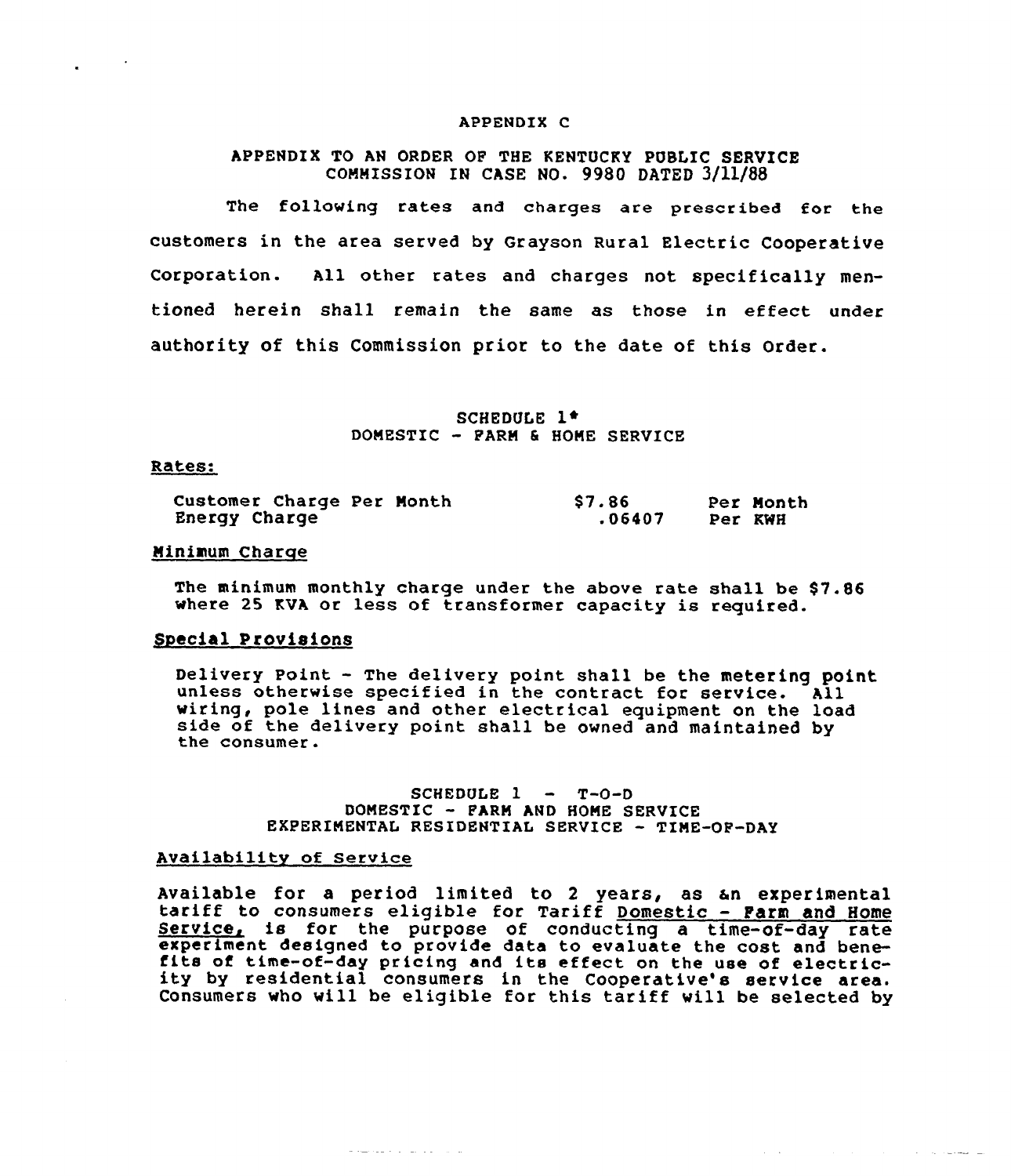APPENDIX C

APPENDIX TO AN ORDER OF THE KENTUCKY PUBLIC SERVICE COMMISSION IN CASE NO. 9980 DATED 3/11/88

The following rates and charges are prescribed for the customers in the area served by Grayson Rural Electric Cooperative Corporation. All other rates and charges not specifically mentioned herein shall remain the same as those in effect under authority of this Commission prior to the date of this Order.

SCHEDULE 1*
DOMESTIC - FARM & HOME SERVICE

Rates:

| | | |
|---|---|---|
| Customer Charge Per Month | $7.86 | Per Month |
| Energy Charge | .06407 | Per KWH |

Minimum Charge

The minimum monthly charge under the above rate shall be $7.86 where 25 KVA or less of transformer capacity is required.

Special Provisions

Delivery Point - The delivery point shall be the metering point unless otherwise specified in the contract for service. All wiring, pole lines and other electrical equipment on the load side of the delivery point shall be owned and maintained by the consumer.

SCHEDULE 1 - T-O-D
DOMESTIC - FARM AND HOME SERVICE
EXPERIMENTAL RESIDENTIAL SERVICE - TIME-OF-DAY

Availability of Service

Available for a period limited to 2 years, as an experimental tariff to consumers eligible for Tariff Domestic - Farm and Home Service, is for the purpose of conducting a time-of-day rate experiment designed to provide data to evaluate the cost and benefits of time-of-day pricing and its effect on the use of electricity by residential consumers in the Cooperative's service area. Consumers who will be eligible for this tariff will be selected by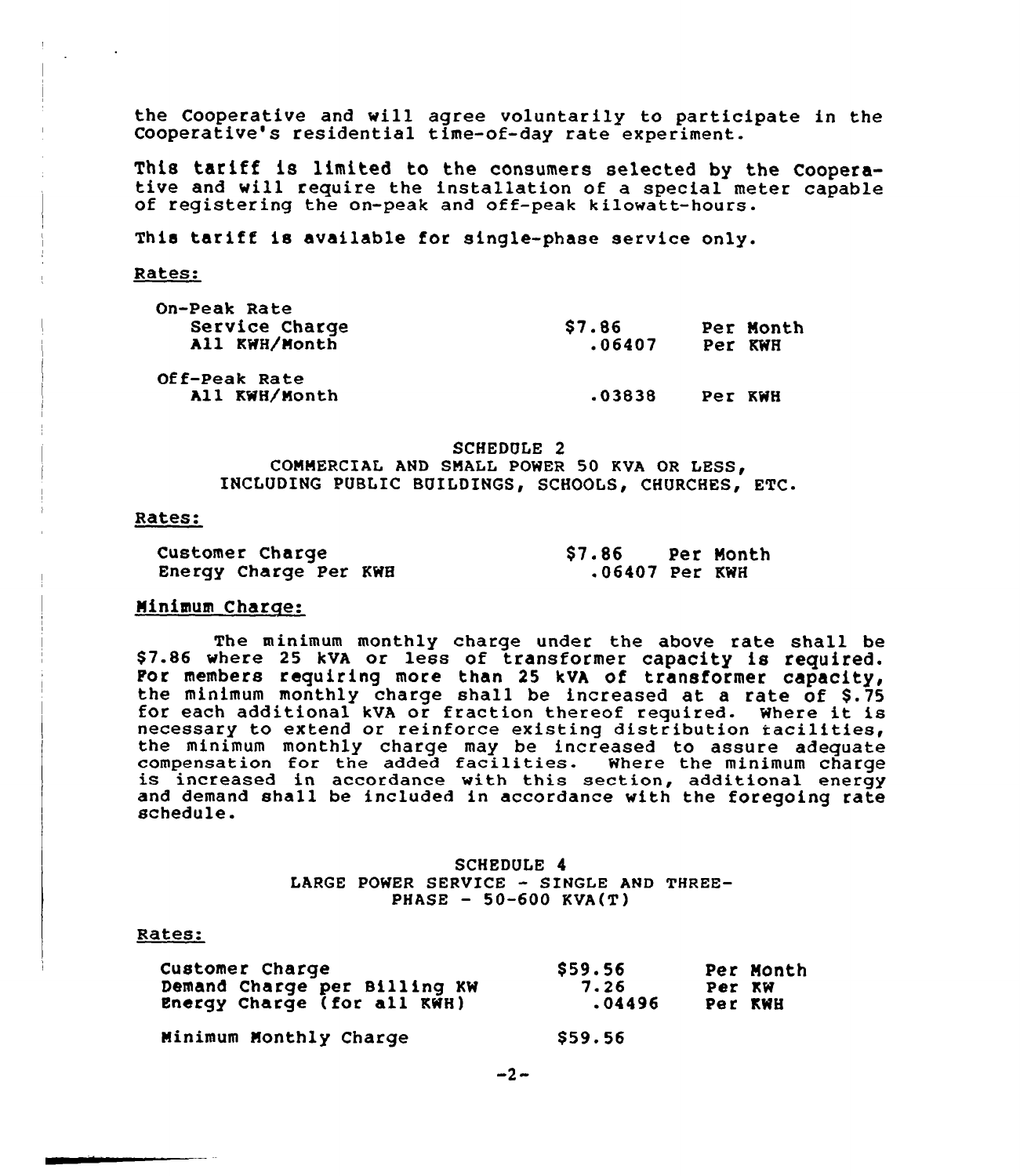the Cooperative and will agree voluntarily to participate in the Cooperative's residential time-of-day rate experiment.

This tariff is limited to the consumers selected by the Cooperative and will require the installation of a special meter capable of registering the on-peak and off-peak kilowatt-hours.

This tariff is available for single-phase service only.

Rates:

| | | |
|---|---|---|
| On-Peak Rate | | |
| Service Charge | $7.86 | Per Month |
| All KWH/Month | .06407 | Per KWH |
| Off-Peak Rate | | |
| All KWH/Month | .03838 | Per KWH |

## SCHEDULE 2
## COMMERCIAL AND SMALL POWER 50 KVA OR LESS, INCLUDING PUBLIC BUILDINGS, SCHOOLS, CHURCHES, ETC.

Rates:

| | | |
|---|---|---|
| Customer Charge | $7.86 | Per Month |
| Energy Charge Per KWH | .06407 | Per KWH |

Minimum Charge:

The minimum monthly charge under the above rate shall be $7.86 where 25 kVA or less of transformer capacity is required. For members requiring more than 25 kVA of transformer capacity, the minimum monthly charge shall be increased at a rate of $.75 for each additional kVA or fraction thereof required. Where it is necessary to extend or reinforce existing distribution facilities, the minimum monthly charge may be increased to assure adequate compensation for the added facilities. Where the minimum charge is increased in accordance with this section, additional energy and demand shall be included in accordance with the foregoing rate schedule.

## SCHEDULE 4
## LARGE POWER SERVICE - SINGLE AND THREE-PHASE - 50-600 KVA(T)

Rates:

| | | |
|---|---|---|
| Customer Charge | $59.56 | Per Month |
| Demand Charge per Billing KW | 7.26 | Per KW |
| Energy Charge (for all KWH) | .04496 | Per KWH |
| Minimum Monthly Charge | $59.56 | |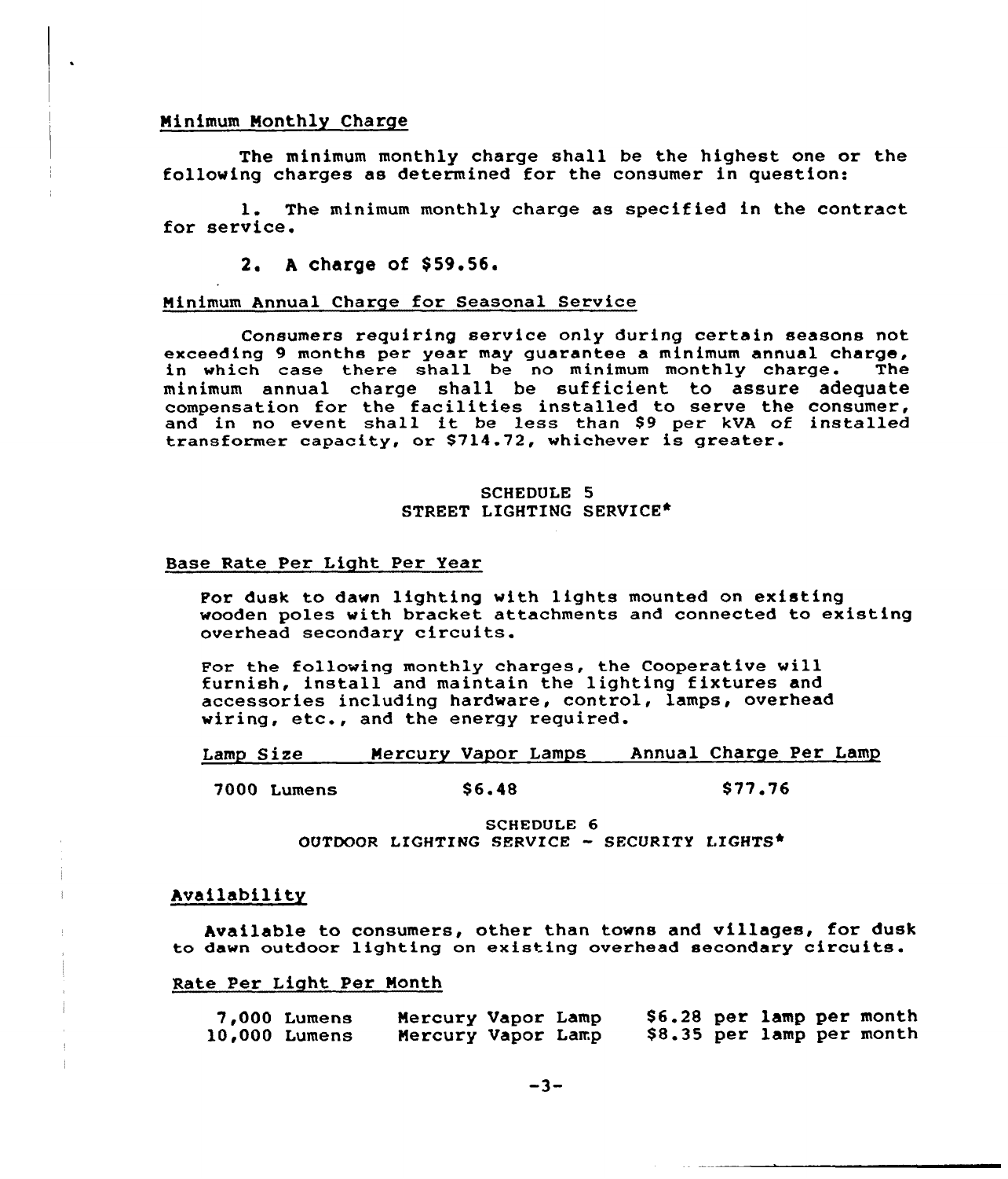Minimum Monthly Charge

The minimum monthly charge shall be the highest one or the following charges as determined for the consumer in question:

1. The minimum monthly charge as specified in the contract for service.

2. A charge of $59.56.

Minimum Annual Charge for Seasonal Service

Consumers requiring service only during certain seasons not exceeding 9 months per year may guarantee a minimum annual charge, in which case there shall be no minimum monthly charge. The minimum annual charge shall be sufficient to assure adequate compensation for the facilities installed to serve the consumer, and in no event shall it be less than $9 per kVA of installed transformer capacity, or $714.72, whichever is greater.

## SCHEDULE 5
## STREET LIGHTING SERVICE*

Base Rate Per Light Per Year

For dusk to dawn lighting with lights mounted on existing wooden poles with bracket attachments and connected to existing overhead secondary circuits.

For the following monthly charges, the Cooperative will furnish, install and maintain the lighting fixtures and accessories including hardware, control, lamps, overhead wiring, etc., and the energy required.

| Lamp Size | Mercury Vapor Lamps | Annual Charge Per Lamp |
|---|---|---|
| 7000 Lumens | $6.48 | $77.76 |

## SCHEDULE 6
## OUTDOOR LIGHTING SERVICE - SECURITY LIGHTS*

Availability

Available to consumers, other than towns and villages, for dusk to dawn outdoor lighting on existing overhead secondary circuits.

Rate Per Light Per Month

| | | |
|---|---|---|
| 7,000 Lumens | Mercury Vapor Lamp | $6.28 per lamp per month |
| 10,000 Lumens | Mercury Vapor Lamp | $8.35 per lamp per month |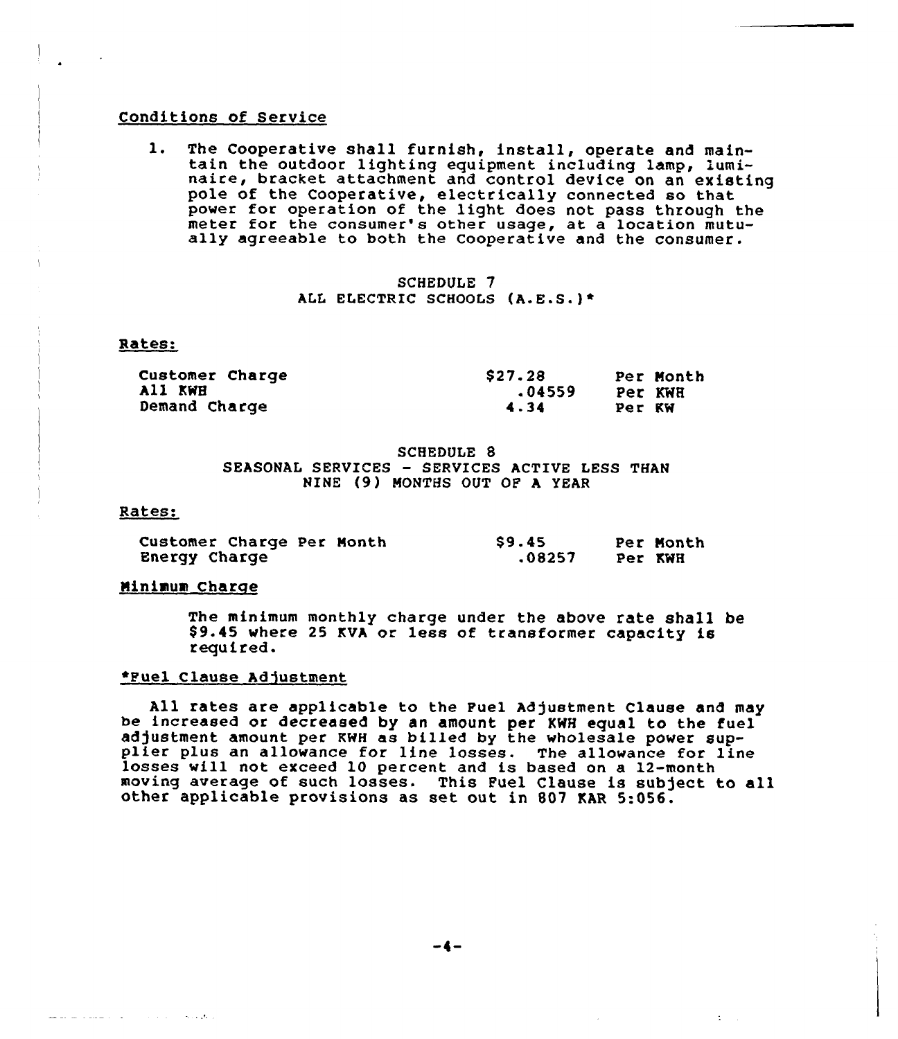## Conditions of Service

1. The Cooperative shall furnish, install, operate and maintain the outdoor lighting equipment including lamp, luminaire, bracket attachment and control device on an existing pole of the Cooperative, electrically connected so that power for operation of the light does not pass through the meter for the consumer's other usage, at a location mutually agreeable to both the Cooperative and the consumer.

### SCHEDULE 7
### ALL ELECTRIC SCHOOLS (A.E.S.)*

Rates:

| | | |
|---|---|---|
| Customer Charge | $27.28 | Per Month |
| All KWH | .04559 | Per KWH |
| Demand Charge | 4.34 | Per KW |

### SCHEDULE 8
### SEASONAL SERVICES - SERVICES ACTIVE LESS THAN NINE (9) MONTHS OUT OF A YEAR

Rates:

| | | |
|---|---|---|
| Customer Charge Per Month | $9.45 | Per Month |
| Energy Charge | .08257 | Per KWH |

Minimum Charge

The minimum monthly charge under the above rate shall be $9.45 where 25 KVA or less of transformer capacity is required.

*Fuel Clause Adjustment

All rates are applicable to the Fuel Adjustment Clause and may be increased or decreased by an amount per KWH equal to the fuel adjustment amount per KWH as billed by the wholesale power supplier plus an allowance for line losses. The allowance for line losses will not exceed 10 percent and is based on a 12-month moving average of such losses. This Fuel Clause is subject to all other applicable provisions as set out in 807 KAR 5:056.